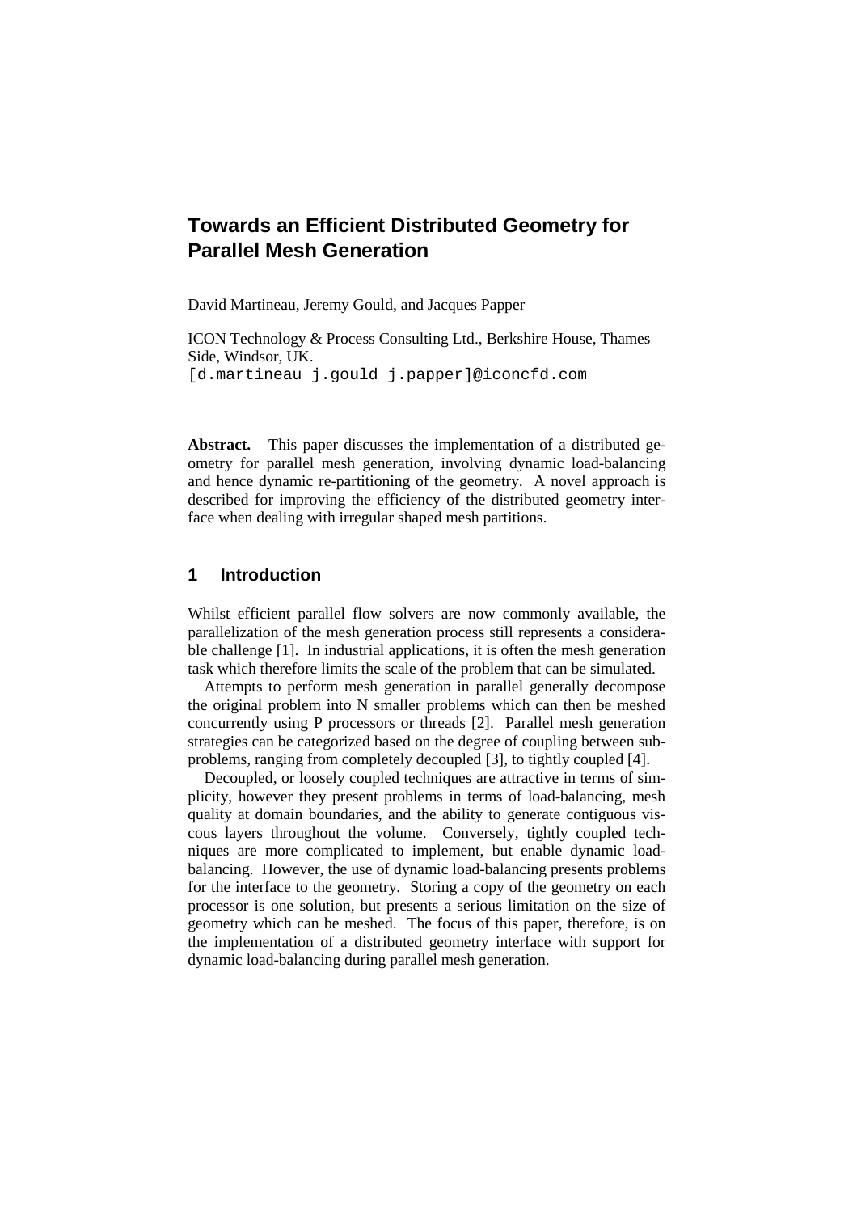# Towards an Efficient Distributed Geometry for Parallel Mesh Generation

David Martineau, Jeremy Gould, and Jacques Papper

ICON Technology & Process Consulting Ltd., Berkshire House, Thames Side, Windsor, UK.
[d.martineau j.gould j.papper]@iconcfd.com

**Abstract.** This paper discusses the implementation of a distributed geometry for parallel mesh generation, involving dynamic load-balancing and hence dynamic re-partitioning of the geometry. A novel approach is described for improving the efficiency of the distributed geometry interface when dealing with irregular shaped mesh partitions.

## 1 Introduction

Whilst efficient parallel flow solvers are now commonly available, the parallelization of the mesh generation process still represents a considerable challenge [1]. In industrial applications, it is often the mesh generation task which therefore limits the scale of the problem that can be simulated.

Attempts to perform mesh generation in parallel generally decompose the original problem into N smaller problems which can then be meshed concurrently using P processors or threads [2]. Parallel mesh generation strategies can be categorized based on the degree of coupling between sub-problems, ranging from completely decoupled [3], to tightly coupled [4].

Decoupled, or loosely coupled techniques are attractive in terms of simplicity, however they present problems in terms of load-balancing, mesh quality at domain boundaries, and the ability to generate contiguous viscous layers throughout the volume. Conversely, tightly coupled techniques are more complicated to implement, but enable dynamic load-balancing. However, the use of dynamic load-balancing presents problems for the interface to the geometry. Storing a copy of the geometry on each processor is one solution, but presents a serious limitation on the size of geometry which can be meshed. The focus of this paper, therefore, is on the implementation of a distributed geometry interface with support for dynamic load-balancing during parallel mesh generation.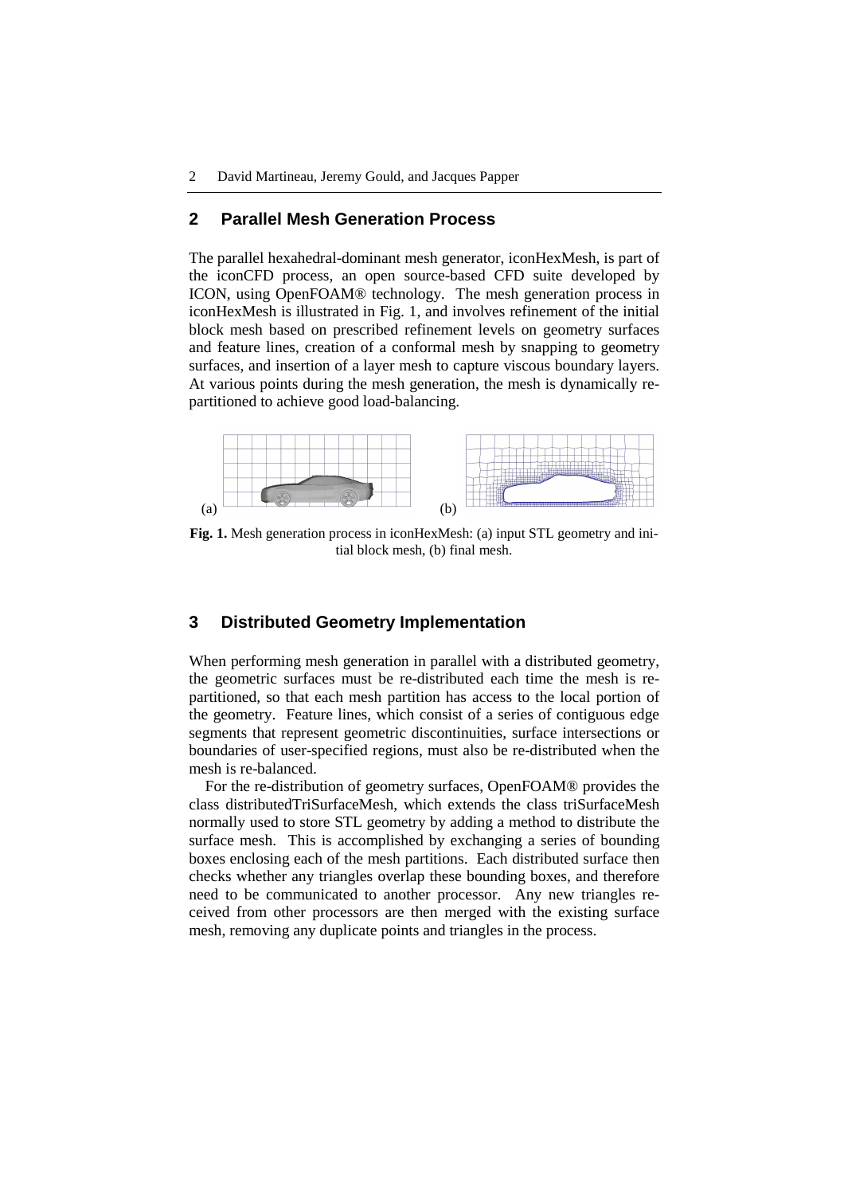## 2 Parallel Mesh Generation Process

The parallel hexahedral-dominant mesh generator, iconHexMesh, is part of the iconCFD process, an open source-based CFD suite developed by ICON, using OpenFOAM® technology. The mesh generation process in iconHexMesh is illustrated in Fig. 1, and involves refinement of the initial block mesh based on prescribed refinement levels on geometry surfaces and feature lines, creation of a conformal mesh by snapping to geometry surfaces, and insertion of a layer mesh to capture viscous boundary layers. At various points during the mesh generation, the mesh is dynamically re-partitioned to achieve good load-balancing.

**Fig. 1.** Mesh generation process in iconHexMesh: (a) input STL geometry and initial block mesh, (b) final mesh.

## 3 Distributed Geometry Implementation

When performing mesh generation in parallel with a distributed geometry, the geometric surfaces must be re-distributed each time the mesh is re-partitioned, so that each mesh partition has access to the local portion of the geometry. Feature lines, which consist of a series of contiguous edge segments that represent geometric discontinuities, surface intersections or boundaries of user-specified regions, must also be re-distributed when the mesh is re-balanced.

For the re-distribution of geometry surfaces, OpenFOAM® provides the class distributedTriSurfaceMesh, which extends the class triSurfaceMesh normally used to store STL geometry by adding a method to distribute the surface mesh. This is accomplished by exchanging a series of bounding boxes enclosing each of the mesh partitions. Each distributed surface then checks whether any triangles overlap these bounding boxes, and therefore need to be communicated to another processor. Any new triangles received from other processors are then merged with the existing surface mesh, removing any duplicate points and triangles in the process.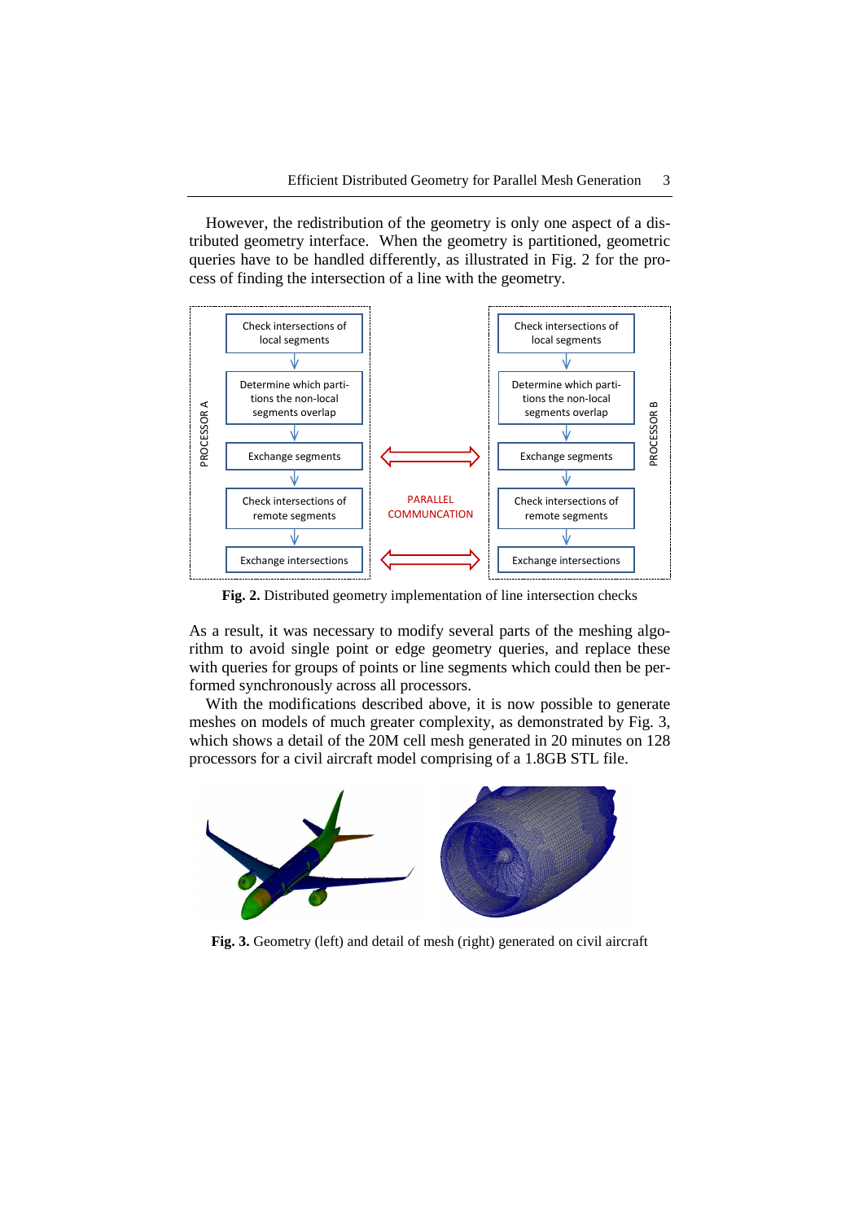However, the redistribution of the geometry is only one aspect of a distributed geometry interface. When the geometry is partitioned, geometric queries have to be handled differently, as illustrated in Fig. 2 for the process of finding the intersection of a line with the geometry.

**Fig. 2.** Distributed geometry implementation of line intersection checks

As a result, it was necessary to modify several parts of the meshing algorithm to avoid single point or edge geometry queries, and replace these with queries for groups of points or line segments which could then be performed synchronously across all processors.

With the modifications described above, it is now possible to generate meshes on models of much greater complexity, as demonstrated by Fig. 3, which shows a detail of the 20M cell mesh generated in 20 minutes on 128 processors for a civil aircraft model comprising of a 1.8GB STL file.

**Fig. 3.** Geometry (left) and detail of mesh (right) generated on civil aircraft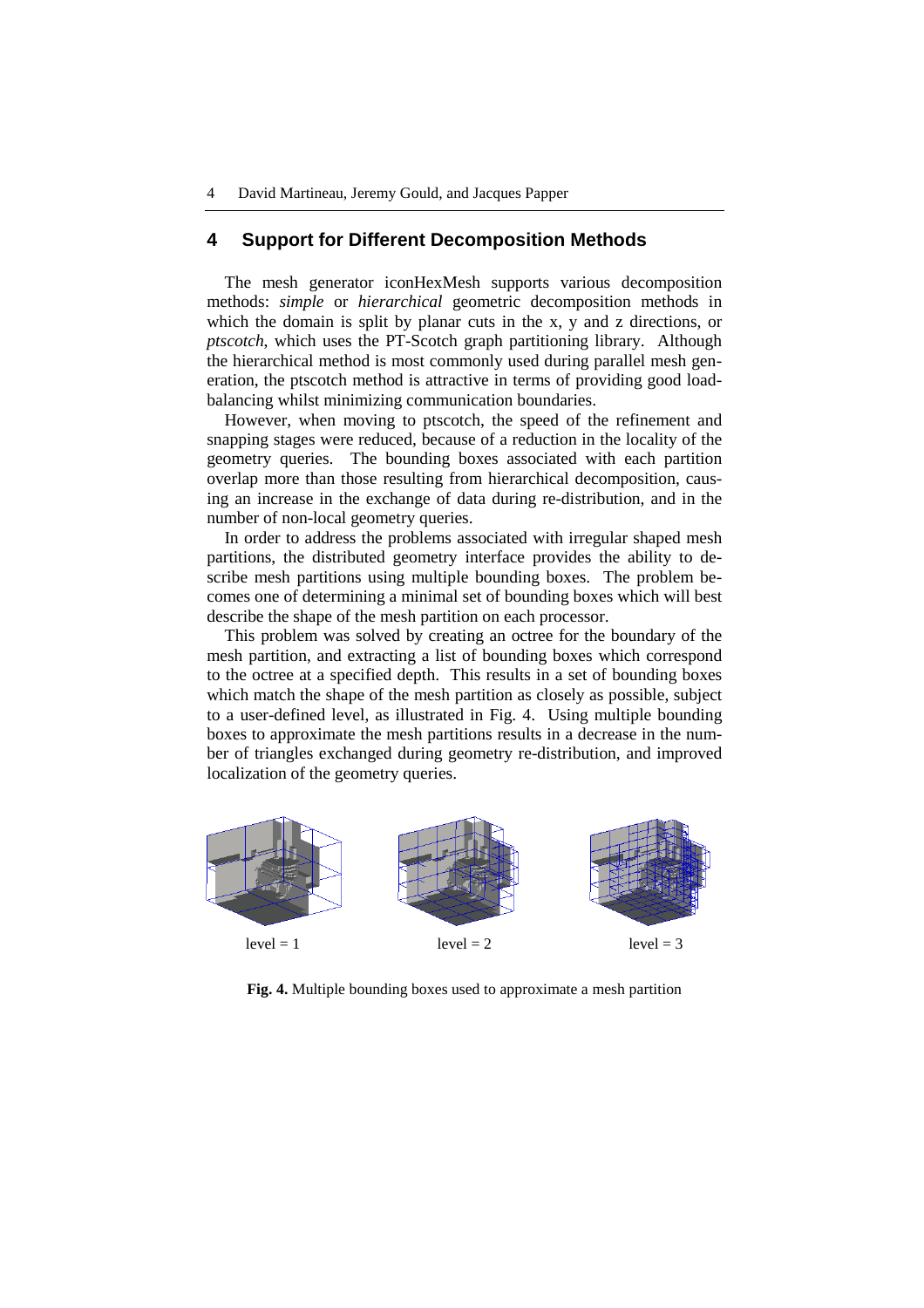## 4 Support for Different Decomposition Methods

The mesh generator iconHexMesh supports various decomposition methods: *simple* or *hierarchical* geometric decomposition methods in which the domain is split by planar cuts in the x, y and z directions, or *ptscotch*, which uses the PT-Scotch graph partitioning library. Although the hierarchical method is most commonly used during parallel mesh generation, the ptscotch method is attractive in terms of providing good load-balancing whilst minimizing communication boundaries.

However, when moving to ptscotch, the speed of the refinement and snapping stages were reduced, because of a reduction in the locality of the geometry queries. The bounding boxes associated with each partition overlap more than those resulting from hierarchical decomposition, causing an increase in the exchange of data during re-distribution, and in the number of non-local geometry queries.

In order to address the problems associated with irregular shaped mesh partitions, the distributed geometry interface provides the ability to describe mesh partitions using multiple bounding boxes. The problem becomes one of determining a minimal set of bounding boxes which will best describe the shape of the mesh partition on each processor.

This problem was solved by creating an octree for the boundary of the mesh partition, and extracting a list of bounding boxes which correspond to the octree at a specified depth. This results in a set of bounding boxes which match the shape of the mesh partition as closely as possible, subject to a user-defined level, as illustrated in Fig. 4. Using multiple bounding boxes to approximate the mesh partitions results in a decrease in the number of triangles exchanged during geometry re-distribution, and improved localization of the geometry queries.

level = 1 level = 2 level = 3

**Fig. 4.** Multiple bounding boxes used to approximate a mesh partition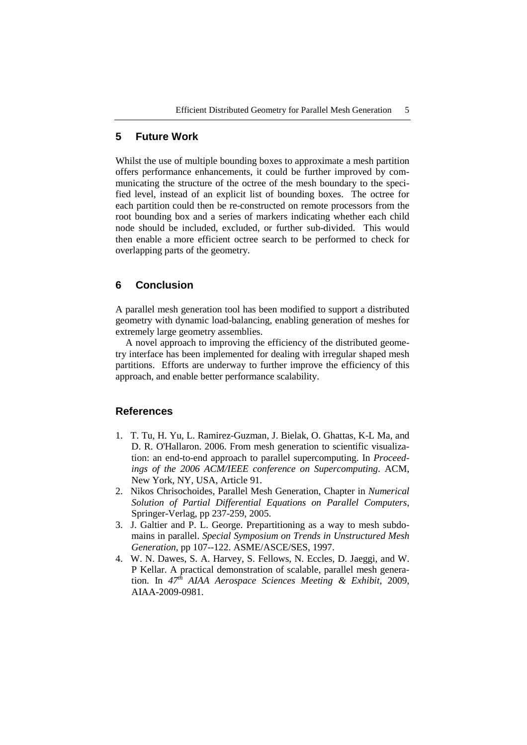## 5 Future Work

Whilst the use of multiple bounding boxes to approximate a mesh partition offers performance enhancements, it could be further improved by communicating the structure of the octree of the mesh boundary to the specified level, instead of an explicit list of bounding boxes. The octree for each partition could then be re-constructed on remote processors from the root bounding box and a series of markers indicating whether each child node should be included, excluded, or further sub-divided. This would then enable a more efficient octree search to be performed to check for overlapping parts of the geometry.

## 6 Conclusion

A parallel mesh generation tool has been modified to support a distributed geometry with dynamic load-balancing, enabling generation of meshes for extremely large geometry assemblies.

A novel approach to improving the efficiency of the distributed geometry interface has been implemented for dealing with irregular shaped mesh partitions. Efforts are underway to further improve the efficiency of this approach, and enable better performance scalability.

## References

1. T. Tu, H. Yu, L. Ramirez-Guzman, J. Bielak, O. Ghattas, K-L Ma, and D. R. O'Hallaron. 2006. From mesh generation to scientific visualization: an end-to-end approach to parallel supercomputing. In *Proceedings of the 2006 ACM/IEEE conference on Supercomputing*. ACM, New York, NY, USA, Article 91.
2. Nikos Chrisochoides, Parallel Mesh Generation, Chapter in *Numerical Solution of Partial Differential Equations on Parallel Computers*, Springer-Verlag, pp 237-259, 2005.
3. J. Galtier and P. L. George. Prepartitioning as a way to mesh subdomains in parallel. *Special Symposium on Trends in Unstructured Mesh Generation*, pp 107--122. ASME/ASCE/SES, 1997.
4. W. N. Dawes, S. A. Harvey, S. Fellows, N. Eccles, D. Jaeggi, and W. P Kellar. A practical demonstration of scalable, parallel mesh generation. In *47th AIAA Aerospace Sciences Meeting & Exhibit*, 2009, AIAA-2009-0981.